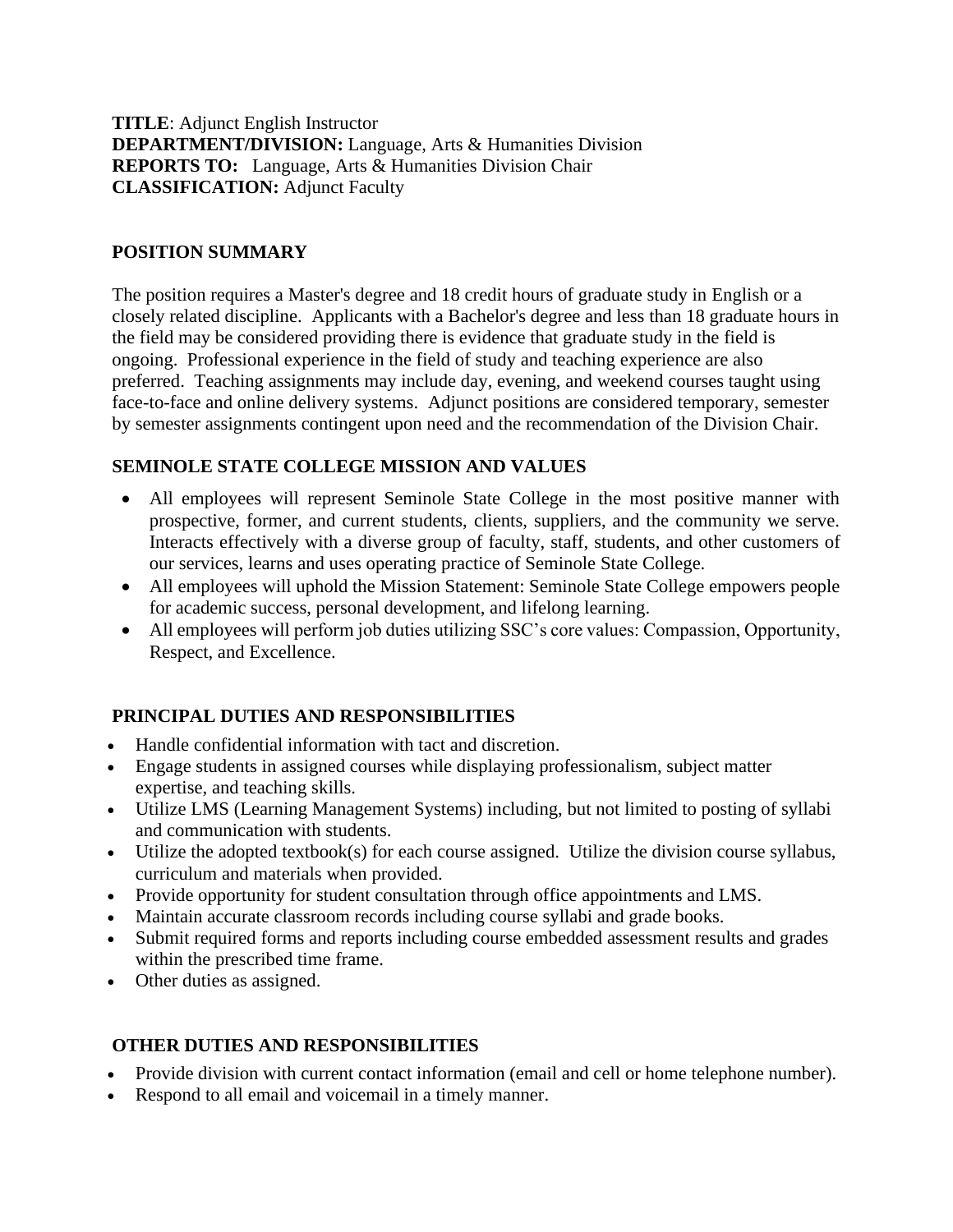**TITLE**: Adjunct English Instructor
**DEPARTMENT/DIVISION:** Language, Arts & Humanities Division
**REPORTS TO:** Language, Arts & Humanities Division Chair
**CLASSIFICATION:** Adjunct Faculty

## POSITION SUMMARY

The position requires a Master's degree and 18 credit hours of graduate study in English or a closely related discipline. Applicants with a Bachelor's degree and less than 18 graduate hours in the field may be considered providing there is evidence that graduate study in the field is ongoing. Professional experience in the field of study and teaching experience are also preferred. Teaching assignments may include day, evening, and weekend courses taught using face-to-face and online delivery systems. Adjunct positions are considered temporary, semester by semester assignments contingent upon need and the recommendation of the Division Chair.

## SEMINOLE STATE COLLEGE MISSION AND VALUES

- All employees will represent Seminole State College in the most positive manner with prospective, former, and current students, clients, suppliers, and the community we serve. Interacts effectively with a diverse group of faculty, staff, students, and other customers of our services, learns and uses operating practice of Seminole State College.
- All employees will uphold the Mission Statement: Seminole State College empowers people for academic success, personal development, and lifelong learning.
- All employees will perform job duties utilizing SSC's core values: Compassion, Opportunity, Respect, and Excellence.

## PRINCIPAL DUTIES AND RESPONSIBILITIES

- Handle confidential information with tact and discretion.
- Engage students in assigned courses while displaying professionalism, subject matter expertise, and teaching skills.
- Utilize LMS (Learning Management Systems) including, but not limited to posting of syllabi and communication with students.
- Utilize the adopted textbook(s) for each course assigned. Utilize the division course syllabus, curriculum and materials when provided.
- Provide opportunity for student consultation through office appointments and LMS.
- Maintain accurate classroom records including course syllabi and grade books.
- Submit required forms and reports including course embedded assessment results and grades within the prescribed time frame.
- Other duties as assigned.

## OTHER DUTIES AND RESPONSIBILITIES

- Provide division with current contact information (email and cell or home telephone number).
- Respond to all email and voicemail in a timely manner.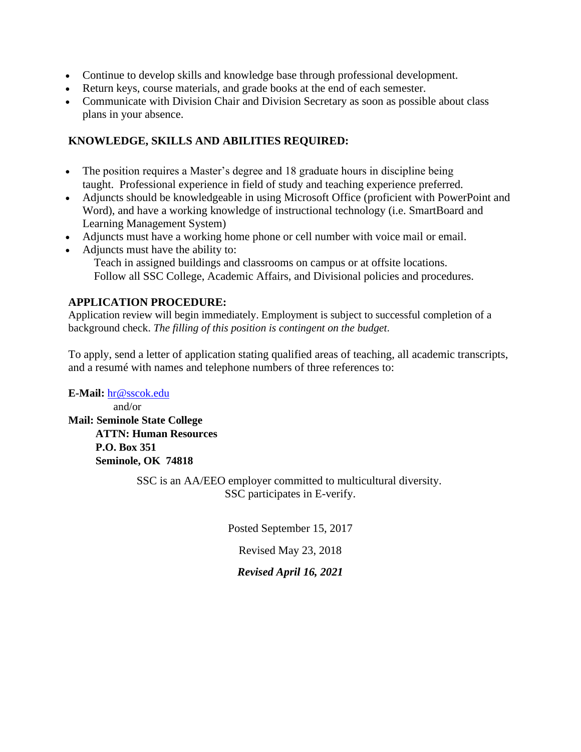- Continue to develop skills and knowledge base through professional development.
- Return keys, course materials, and grade books at the end of each semester.
- Communicate with Division Chair and Division Secretary as soon as possible about class plans in your absence.

**KNOWLEDGE, SKILLS AND ABILITIES REQUIRED:**

- The position requires a Master's degree and 18 graduate hours in discipline being taught. Professional experience in field of study and teaching experience preferred.
- Adjuncts should be knowledgeable in using Microsoft Office (proficient with PowerPoint and Word), and have a working knowledge of instructional technology (i.e. SmartBoard and Learning Management System)
- Adjuncts must have a working home phone or cell number with voice mail or email.
- Adjuncts must have the ability to:
  Teach in assigned buildings and classrooms on campus or at offsite locations.
  Follow all SSC College, Academic Affairs, and Divisional policies and procedures.

**APPLICATION PROCEDURE:**

Application review will begin immediately. Employment is subject to successful completion of a background check. *The filling of this position is contingent on the budget.*

To apply, send a letter of application stating qualified areas of teaching, all academic transcripts, and a resumé with names and telephone numbers of three references to:

**E-Mail:** hr@sscok.edu
and/or
**Mail: Seminole State College**
**ATTN: Human Resources**
**P.O. Box 351**
**Seminole, OK 74818**

SSC is an AA/EEO employer committed to multicultural diversity.
SSC participates in E-verify.

Posted September 15, 2017

Revised May 23, 2018

***Revised April 16, 2021***